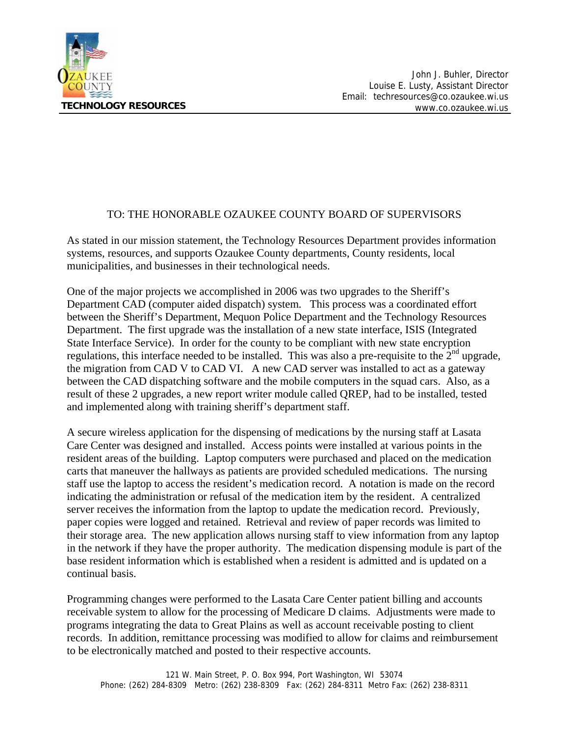**TECHNOLOGY RESOURCES**

John J. Buhler, Director
Louise E. Lusty, Assistant Director
Email: techresources@co.ozaukee.wi.us
www.co.ozaukee.wi.us

TO: THE HONORABLE OZAUKEE COUNTY BOARD OF SUPERVISORS

As stated in our mission statement, the Technology Resources Department provides information systems, resources, and supports Ozaukee County departments, County residents, local municipalities, and businesses in their technological needs.

One of the major projects we accomplished in 2006 was two upgrades to the Sheriff's Department CAD (computer aided dispatch) system. This process was a coordinated effort between the Sheriff's Department, Mequon Police Department and the Technology Resources Department. The first upgrade was the installation of a new state interface, ISIS (Integrated State Interface Service). In order for the county to be compliant with new state encryption regulations, this interface needed to be installed. This was also a pre-requisite to the 2nd upgrade, the migration from CAD V to CAD VI. A new CAD server was installed to act as a gateway between the CAD dispatching software and the mobile computers in the squad cars. Also, as a result of these 2 upgrades, a new report writer module called QREP, had to be installed, tested and implemented along with training sheriff's department staff.

A secure wireless application for the dispensing of medications by the nursing staff at Lasata Care Center was designed and installed. Access points were installed at various points in the resident areas of the building. Laptop computers were purchased and placed on the medication carts that maneuver the hallways as patients are provided scheduled medications. The nursing staff use the laptop to access the resident's medication record. A notation is made on the record indicating the administration or refusal of the medication item by the resident. A centralized server receives the information from the laptop to update the medication record. Previously, paper copies were logged and retained. Retrieval and review of paper records was limited to their storage area. The new application allows nursing staff to view information from any laptop in the network if they have the proper authority. The medication dispensing module is part of the base resident information which is established when a resident is admitted and is updated on a continual basis.

Programming changes were performed to the Lasata Care Center patient billing and accounts receivable system to allow for the processing of Medicare D claims. Adjustments were made to programs integrating the data to Great Plains as well as account receivable posting to client records. In addition, remittance processing was modified to allow for claims and reimbursement to be electronically matched and posted to their respective accounts.

121 W. Main Street, P. O. Box 994, Port Washington, WI 53074
Phone: (262) 284-8309 Metro: (262) 238-8309 Fax: (262) 284-8311 Metro Fax: (262) 238-8311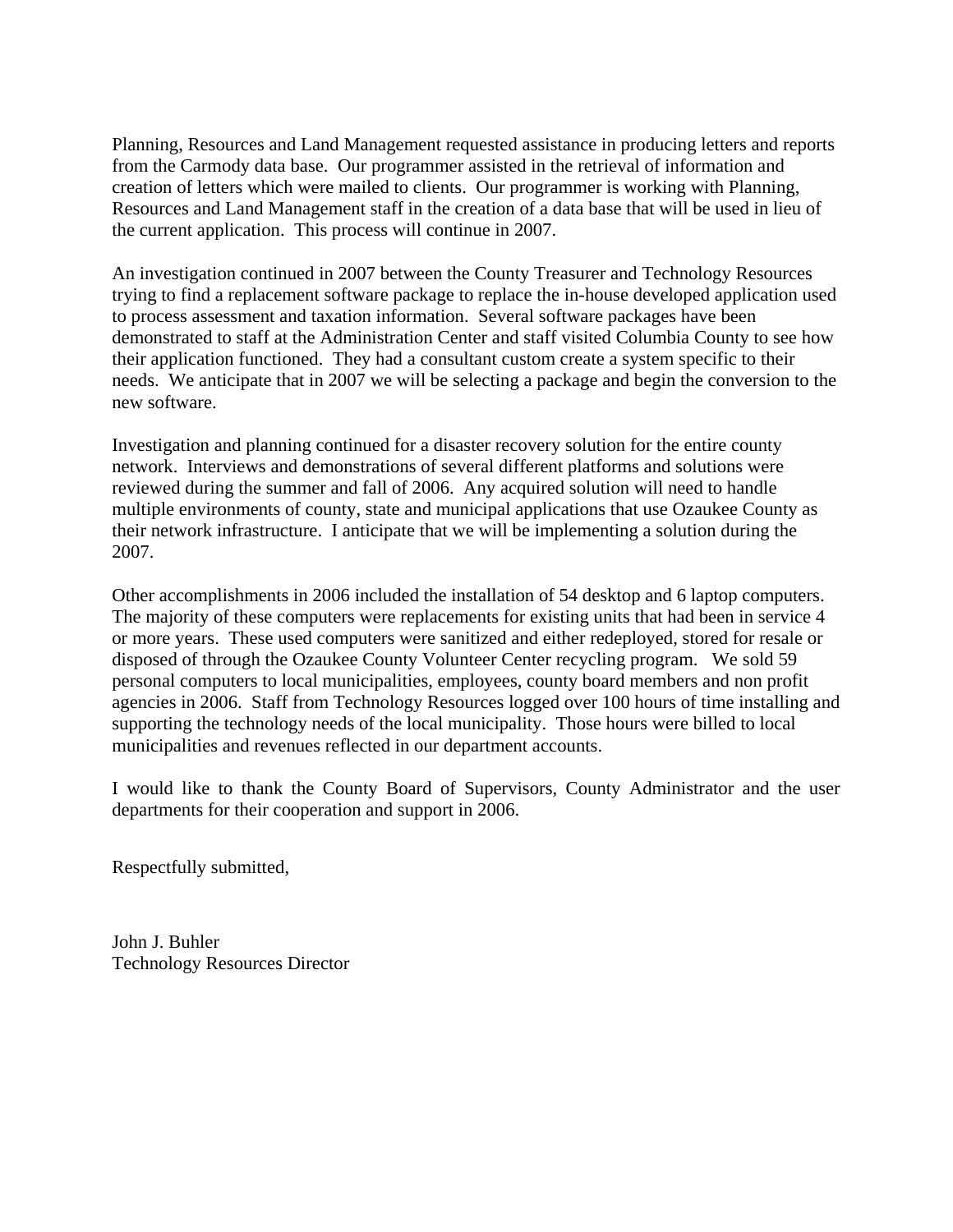Planning, Resources and Land Management requested assistance in producing letters and reports from the Carmody data base. Our programmer assisted in the retrieval of information and creation of letters which were mailed to clients. Our programmer is working with Planning, Resources and Land Management staff in the creation of a data base that will be used in lieu of the current application. This process will continue in 2007.

An investigation continued in 2007 between the County Treasurer and Technology Resources trying to find a replacement software package to replace the in-house developed application used to process assessment and taxation information. Several software packages have been demonstrated to staff at the Administration Center and staff visited Columbia County to see how their application functioned. They had a consultant custom create a system specific to their needs. We anticipate that in 2007 we will be selecting a package and begin the conversion to the new software.

Investigation and planning continued for a disaster recovery solution for the entire county network. Interviews and demonstrations of several different platforms and solutions were reviewed during the summer and fall of 2006. Any acquired solution will need to handle multiple environments of county, state and municipal applications that use Ozaukee County as their network infrastructure. I anticipate that we will be implementing a solution during the 2007.

Other accomplishments in 2006 included the installation of 54 desktop and 6 laptop computers. The majority of these computers were replacements for existing units that had been in service 4 or more years. These used computers were sanitized and either redeployed, stored for resale or disposed of through the Ozaukee County Volunteer Center recycling program. We sold 59 personal computers to local municipalities, employees, county board members and non profit agencies in 2006. Staff from Technology Resources logged over 100 hours of time installing and supporting the technology needs of the local municipality. Those hours were billed to local municipalities and revenues reflected in our department accounts.

I would like to thank the County Board of Supervisors, County Administrator and the user departments for their cooperation and support in 2006.

Respectfully submitted,

John J. Buhler
Technology Resources Director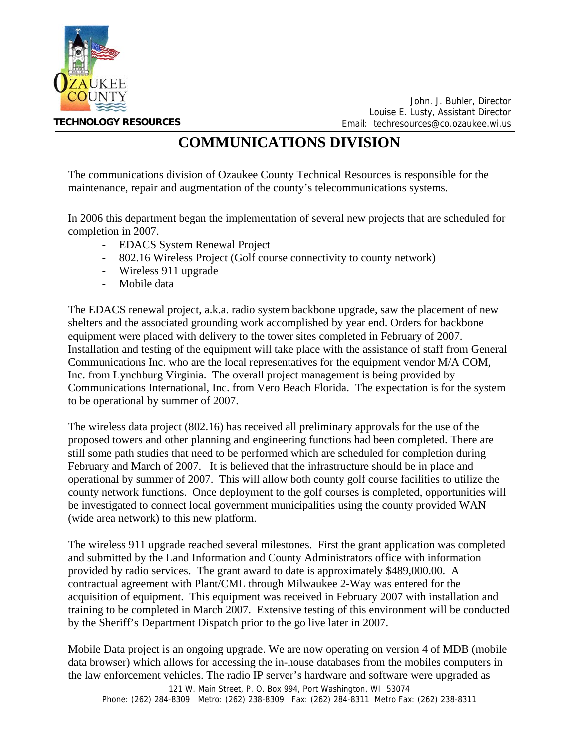**TECHNOLOGY RESOURCES**

John. J. Buhler, Director
Louise E. Lusty, Assistant Director
Email: techresources@co.ozaukee.wi.us

# COMMUNICATIONS DIVISION

The communications division of Ozaukee County Technical Resources is responsible for the maintenance, repair and augmentation of the county's telecommunications systems.

In 2006 this department began the implementation of several new projects that are scheduled for completion in 2007.

- EDACS System Renewal Project
- 802.16 Wireless Project (Golf course connectivity to county network)
- Wireless 911 upgrade
- Mobile data

The EDACS renewal project, a.k.a. radio system backbone upgrade, saw the placement of new shelters and the associated grounding work accomplished by year end. Orders for backbone equipment were placed with delivery to the tower sites completed in February of 2007. Installation and testing of the equipment will take place with the assistance of staff from General Communications Inc. who are the local representatives for the equipment vendor M/A COM, Inc. from Lynchburg Virginia. The overall project management is being provided by Communications International, Inc. from Vero Beach Florida. The expectation is for the system to be operational by summer of 2007.

The wireless data project (802.16) has received all preliminary approvals for the use of the proposed towers and other planning and engineering functions had been completed. There are still some path studies that need to be performed which are scheduled for completion during February and March of 2007. It is believed that the infrastructure should be in place and operational by summer of 2007. This will allow both county golf course facilities to utilize the county network functions. Once deployment to the golf courses is completed, opportunities will be investigated to connect local government municipalities using the county provided WAN (wide area network) to this new platform.

The wireless 911 upgrade reached several milestones. First the grant application was completed and submitted by the Land Information and County Administrators office with information provided by radio services. The grant award to date is approximately $489,000.00. A contractual agreement with Plant/CML through Milwaukee 2-Way was entered for the acquisition of equipment. This equipment was received in February 2007 with installation and training to be completed in March 2007. Extensive testing of this environment will be conducted by the Sheriff's Department Dispatch prior to the go live later in 2007.

Mobile Data project is an ongoing upgrade. We are now operating on version 4 of MDB (mobile data browser) which allows for accessing the in-house databases from the mobiles computers in the law enforcement vehicles. The radio IP server's hardware and software were upgraded as

121 W. Main Street, P. O. Box 994, Port Washington, WI 53074
Phone: (262) 284-8309 Metro: (262) 238-8309 Fax: (262) 284-8311 Metro Fax: (262) 238-8311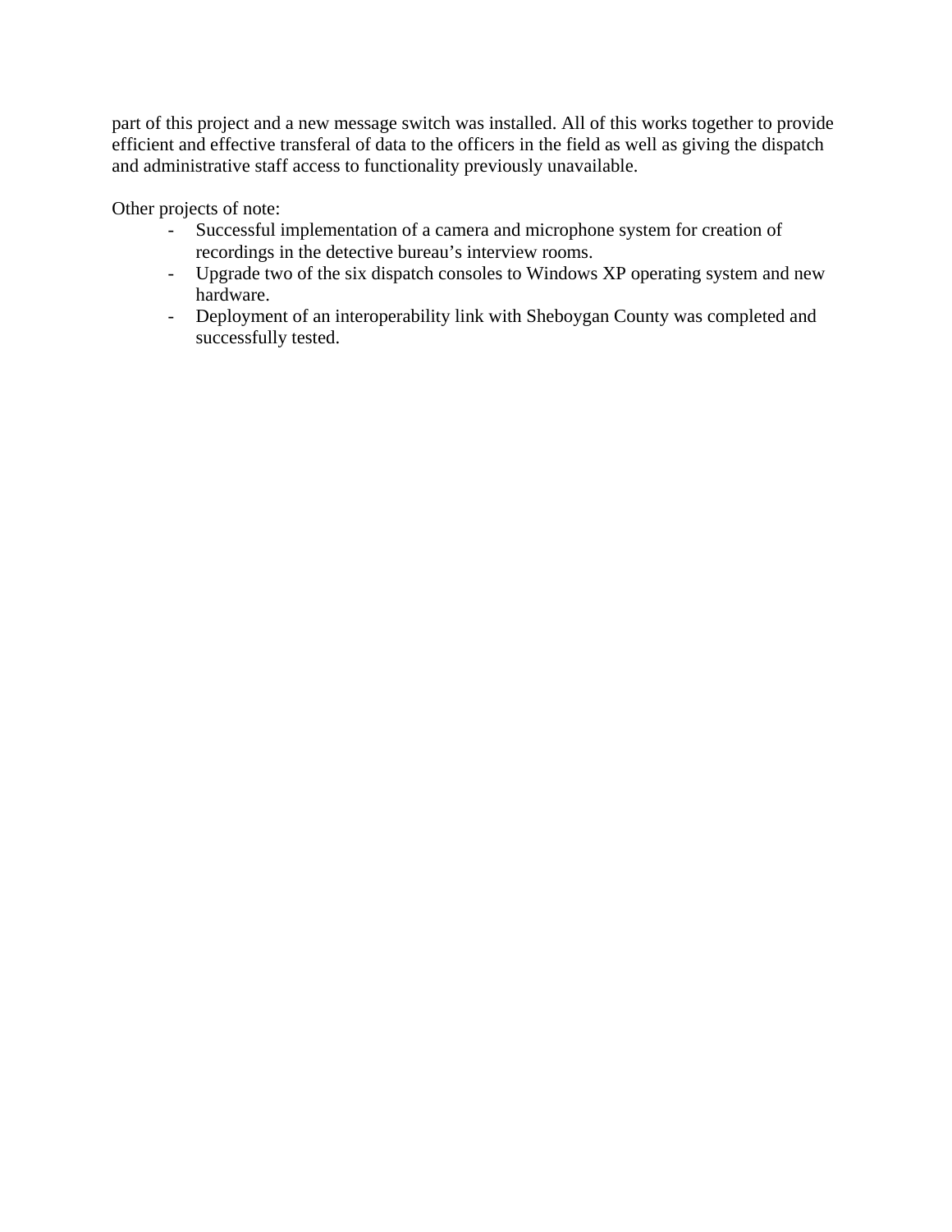part of this project and a new message switch was installed. All of this works together to provide efficient and effective transferal of data to the officers in the field as well as giving the dispatch and administrative staff access to functionality previously unavailable.

Other projects of note:

- Successful implementation of a camera and microphone system for creation of recordings in the detective bureau's interview rooms.
- Upgrade two of the six dispatch consoles to Windows XP operating system and new hardware.
- Deployment of an interoperability link with Sheboygan County was completed and successfully tested.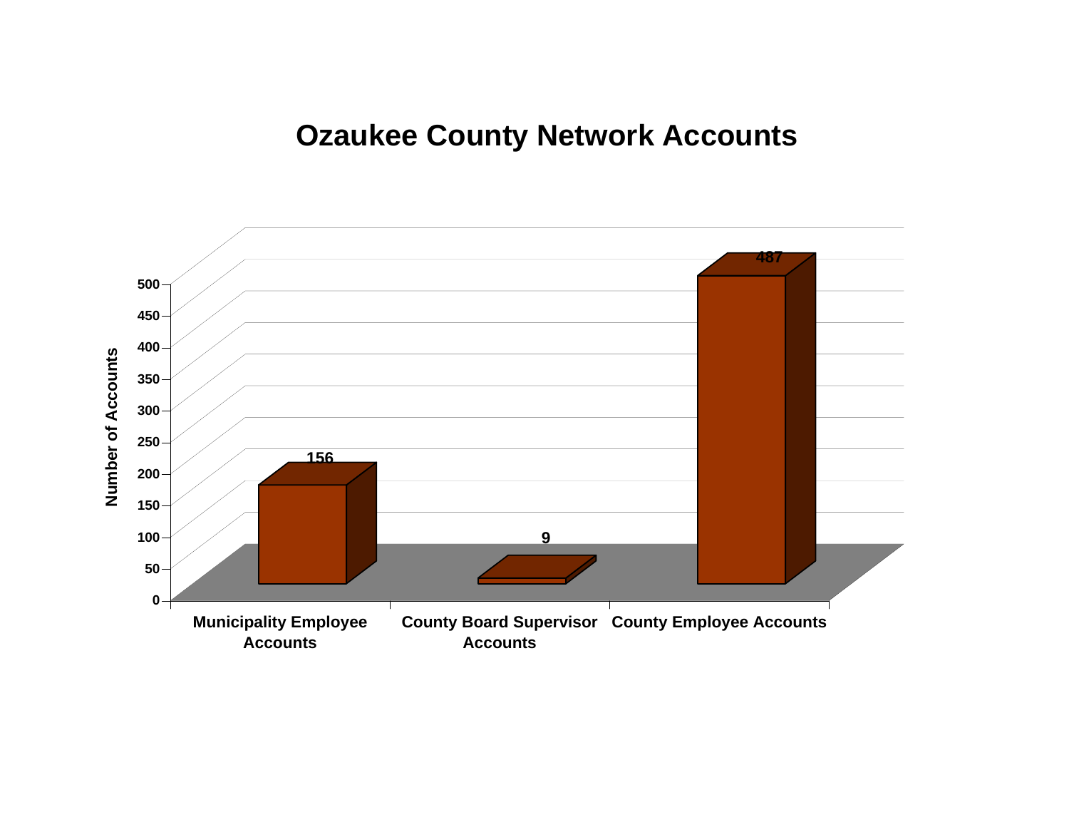# Ozaukee County Network Accounts

| Category | Number of Accounts |
| --- | --- |
| Municipality Employee Accounts | 156 |
| County Board Supervisor Accounts | 9 |
| County Employee Accounts | 487 |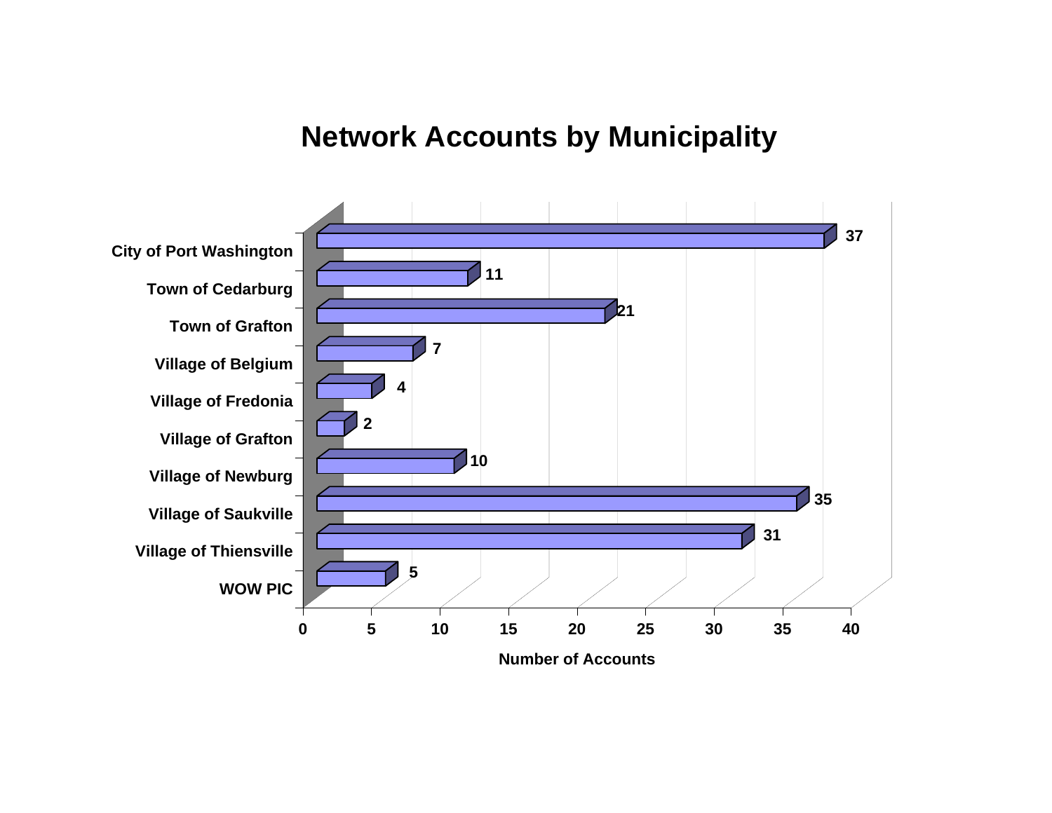# Network Accounts by Municipality

| Municipality | Number of Accounts |
|---|---|
| City of Port Washington | 37 |
| Town of Cedarburg | 11 |
| Town of Grafton | 21 |
| Village of Belgium | 7 |
| Village of Fredonia | 4 |
| Village of Grafton | 2 |
| Village of Newburg | 10 |
| Village of Saukville | 35 |
| Village of Thiensville | 31 |
| WOW PIC | 5 |

Number of Accounts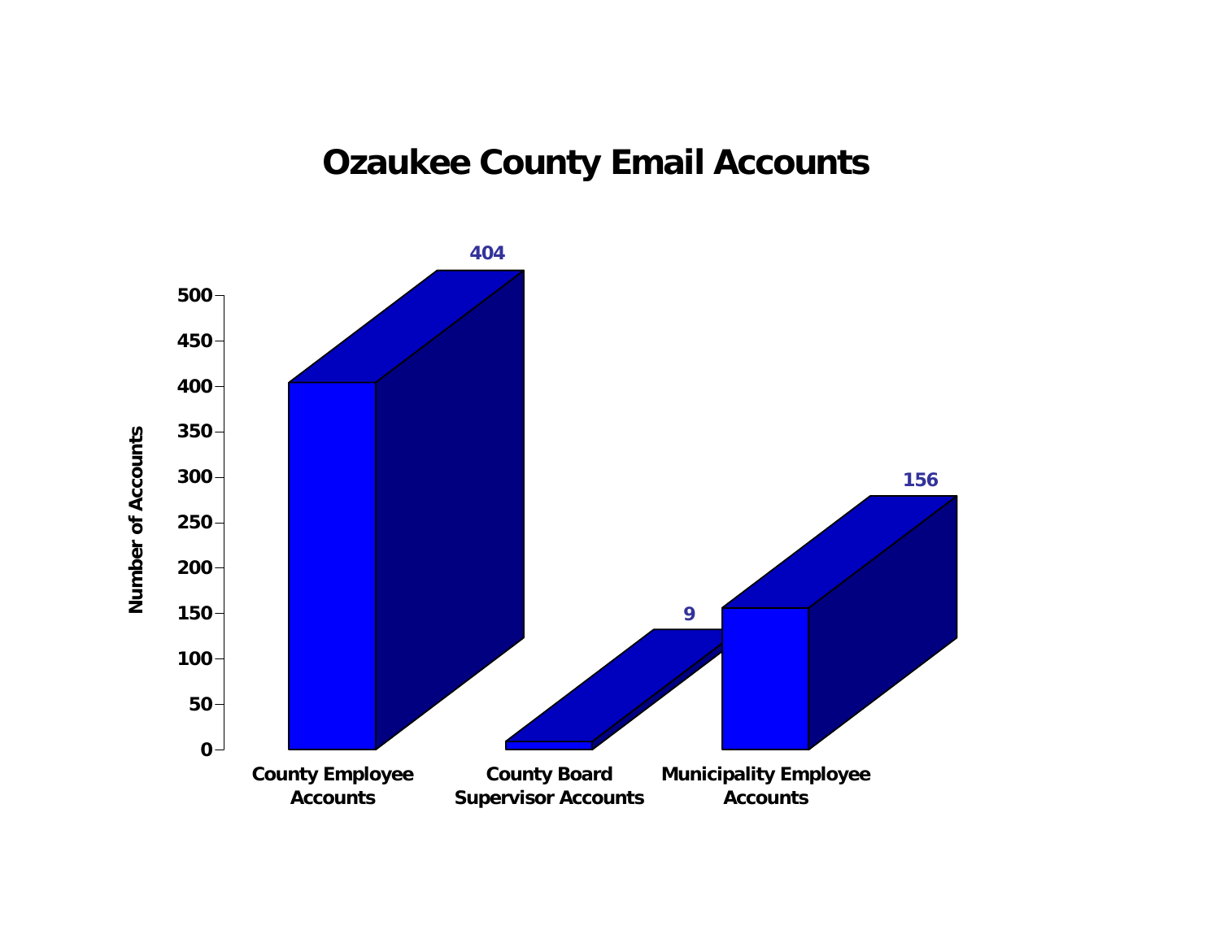# Ozaukee County Email Accounts

| Category | Number of Accounts |
| --- | --- |
| County Employee Accounts | 404 |
| County Board Supervisor Accounts | 9 |
| Municipality Employee Accounts | 156 |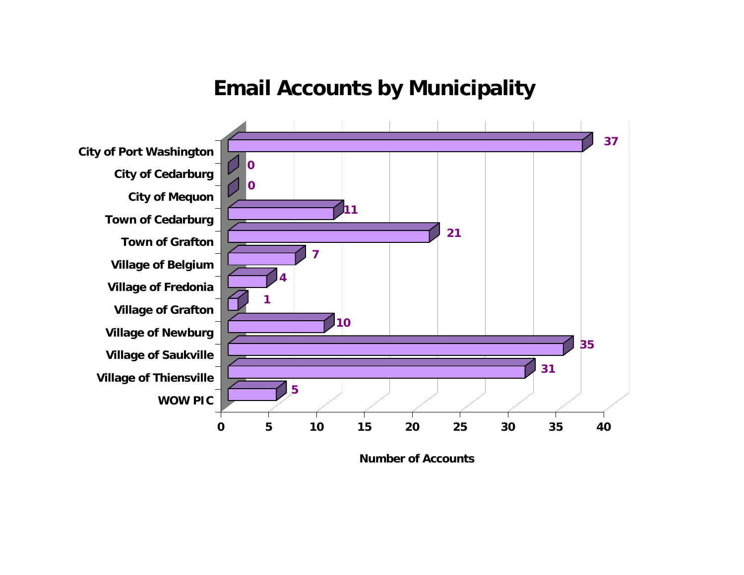# Email Accounts by Municipality

| Municipality | Number of Accounts |
|---|---|
| City of Port Washington | 37 |
| City of Cedarburg | 0 |
| City of Mequon | 0 |
| Town of Cedarburg | 11 |
| Town of Grafton | 21 |
| Village of Belgium | 7 |
| Village of Fredonia | 4 |
| Village of Grafton | 1 |
| Village of Newburg | 10 |
| Village of Saukville | 35 |
| Village of Thiensville | 31 |
| WOW PIC | 5 |

Number of Accounts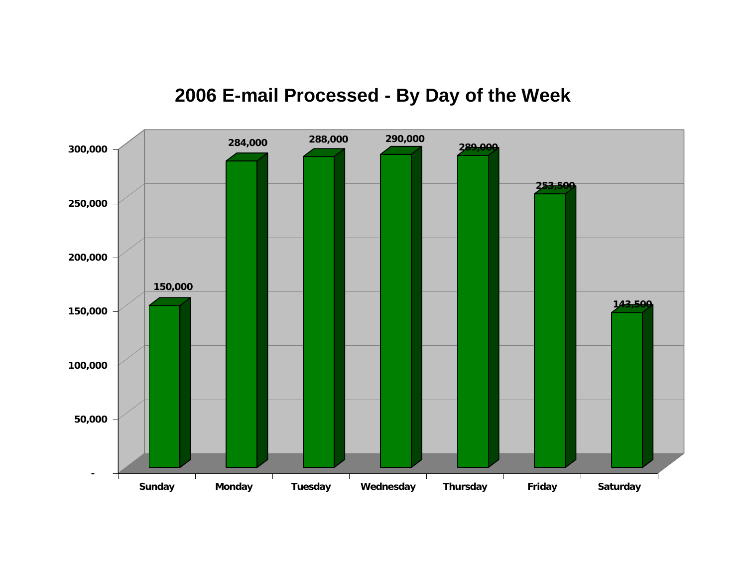# 2006 E-mail Processed - By Day of the Week

| Day | E-mail Processed |
|---|---|
| Sunday | 150,000 |
| Monday | 284,000 |
| Tuesday | 288,000 |
| Wednesday | 290,000 |
| Thursday | 289,000 |
| Friday | 253,500 |
| Saturday | 143,500 |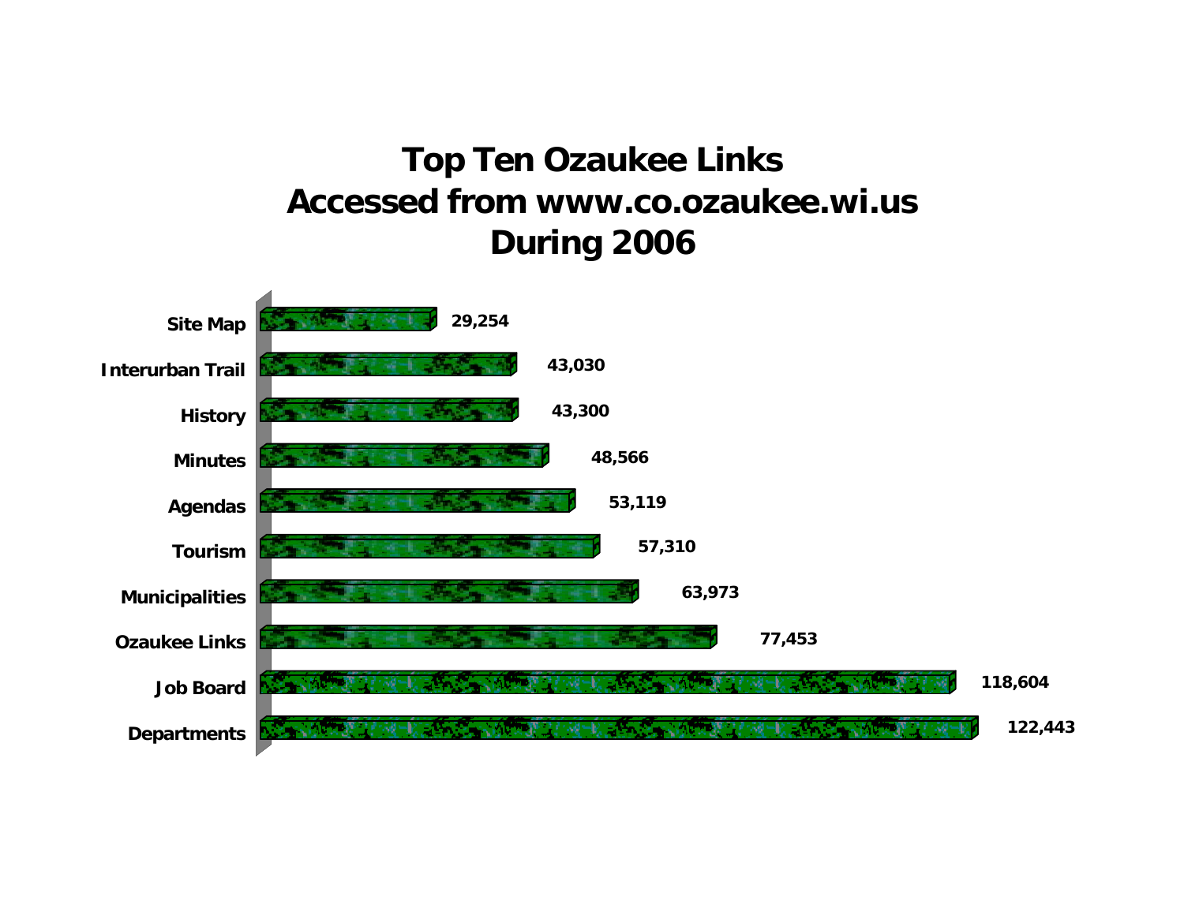# Top Ten Ozaukee Links Accessed from www.co.ozaukee.wi.us During 2006

| Link | Accesses |
|---|---|
| Site Map | 29,254 |
| Interurban Trail | 43,030 |
| History | 43,300 |
| Minutes | 48,566 |
| Agendas | 53,119 |
| Tourism | 57,310 |
| Municipalities | 63,973 |
| Ozaukee Links | 77,453 |
| Job Board | 118,604 |
| Departments | 122,443 |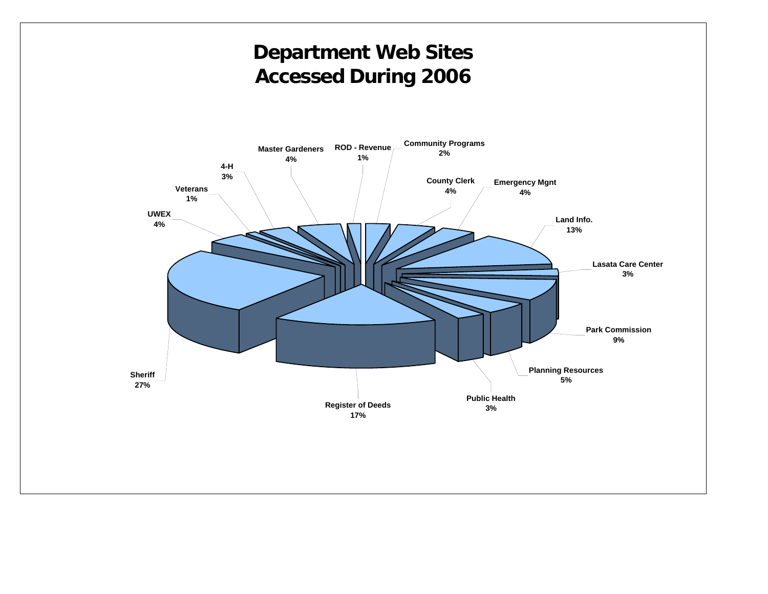# Department Web Sites Accessed During 2006

Master Gardeners 4%

ROD - Revenue 1%

Community Programs 2%

4-H 3%

County Clerk 4%

Emergency Mgnt 4%

Veterans 1%

UWEX 4%

Land Info. 13%

Lasata Care Center 3%

Park Commission 9%

Planning Resources 5%

Sheriff 27%

Public Health 3%

Register of Deeds 17%